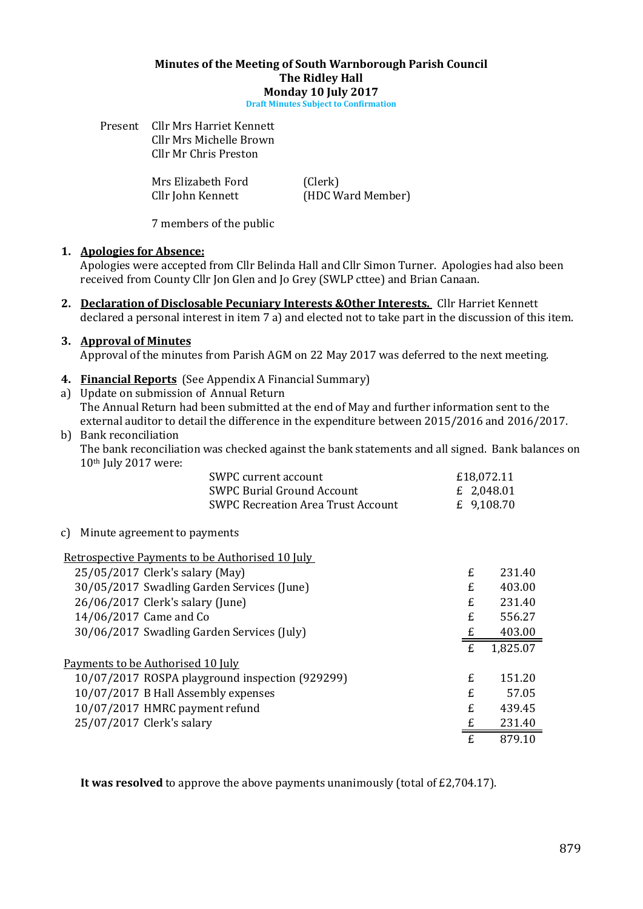# Minutes of the Meeting of South Warnborough Parish Council

## The Ridley Hall

## Monday 10 July 2017

**Draft Minutes Subject to Confirmation**

Present Cllr Mrs Harriet Kennett
Cllr Mrs Michelle Brown
Cllr Mr Chris Preston

Mrs Elizabeth Ford (Clerk)
Cllr John Kennett (HDC Ward Member)

7 members of the public

1. **Apologies for Absence:**
Apologies were accepted from Cllr Belinda Hall and Cllr Simon Turner. Apologies had also been received from County Cllr Jon Glen and Jo Grey (SWLP cttee) and Brian Canaan.

2. **Declaration of Disclosable Pecuniary Interests &Other Interests.** Cllr Harriet Kennett declared a personal interest in item 7 a) and elected not to take part in the discussion of this item.

3. **Approval of Minutes**
Approval of the minutes from Parish AGM on 22 May 2017 was deferred to the next meeting.

4. **Financial Reports** (See Appendix A Financial Summary)

a) Update on submission of Annual Return
The Annual Return had been submitted at the end of May and further information sent to the external auditor to detail the difference in the expenditure between 2015/2016 and 2016/2017.

b) Bank reconciliation
The bank reconciliation was checked against the bank statements and all signed. Bank balances on 10th July 2017 were:

| | |
|---|---|
| SWPC current account | £18,072.11 |
| SWPC Burial Ground Account | £ 2,048.01 |
| SWPC Recreation Area Trust Account | £ 9,108.70 |

c) Minute agreement to payments

| Retrospective Payments to be Authorised 10 July | | |
|---|---|---|
| 25/05/2017 Clerk's salary (May) | £ | 231.40 |
| 30/05/2017 Swadling Garden Services (June) | £ | 403.00 |
| 26/06/2017 Clerk's salary (June) | £ | 231.40 |
| 14/06/2017 Came and Co | £ | 556.27 |
| 30/06/2017 Swadling Garden Services (July) | £ | 403.00 |
| | £ | 1,825.07 |
| **Payments to be Authorised 10 July** | | |
| 10/07/2017 ROSPA playground inspection (929299) | £ | 151.20 |
| 10/07/2017 B Hall Assembly expenses | £ | 57.05 |
| 10/07/2017 HMRC payment refund | £ | 439.45 |
| 25/07/2017 Clerk's salary | £ | 231.40 |
| | £ | 879.10 |

**It was resolved** to approve the above payments unanimously (total of £2,704.17).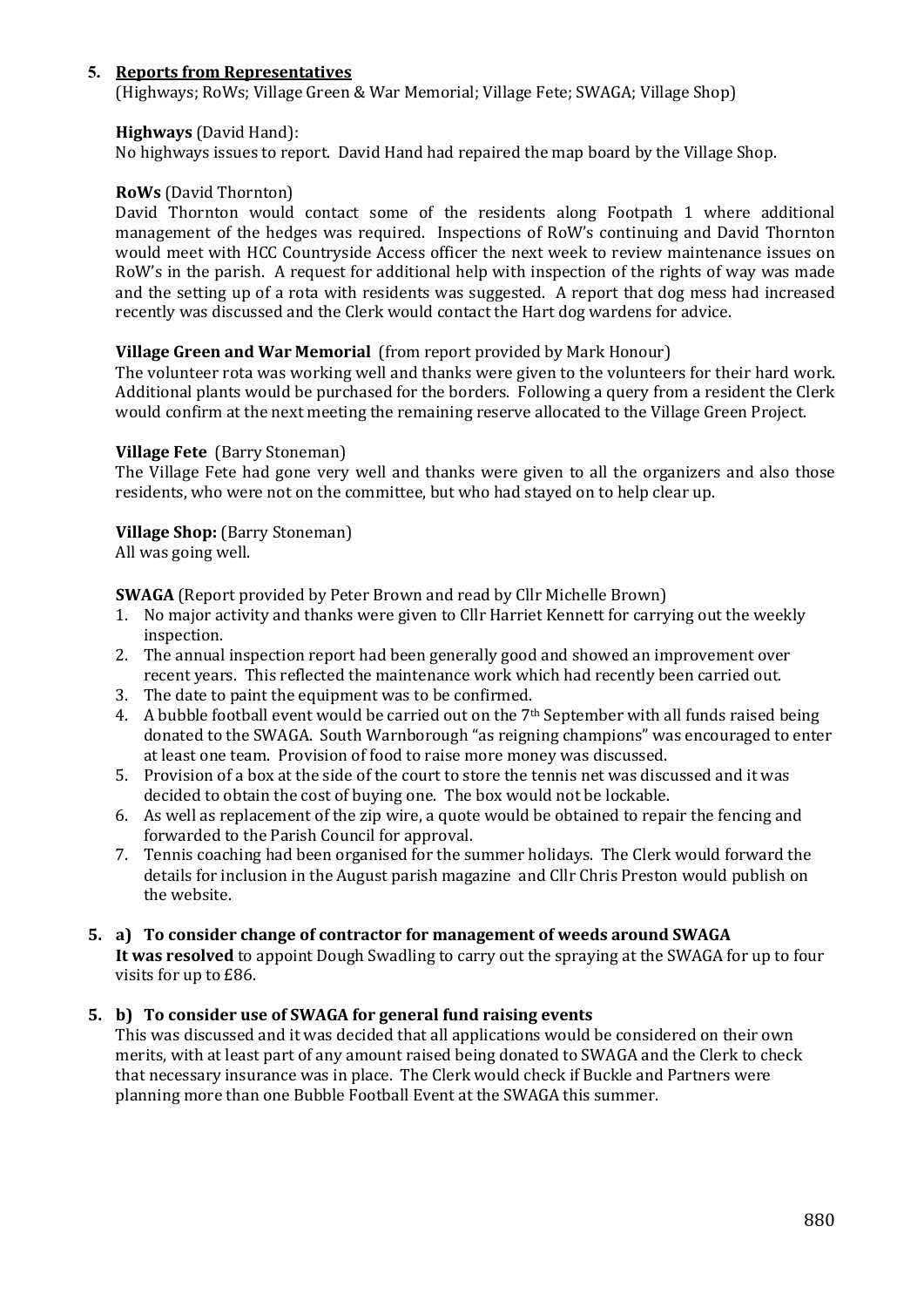**5. Reports from Representatives**

(Highways; RoWs; Village Green & War Memorial; Village Fete; SWAGA; Village Shop)

**Highways** (David Hand):

No highways issues to report. David Hand had repaired the map board by the Village Shop.

**RoWs** (David Thornton)

David Thornton would contact some of the residents along Footpath 1 where additional management of the hedges was required. Inspections of RoW's continuing and David Thornton would meet with HCC Countryside Access officer the next week to review maintenance issues on RoW's in the parish. A request for additional help with inspection of the rights of way was made and the setting up of a rota with residents was suggested. A report that dog mess had increased recently was discussed and the Clerk would contact the Hart dog wardens for advice.

**Village Green and War Memorial** (from report provided by Mark Honour)

The volunteer rota was working well and thanks were given to the volunteers for their hard work. Additional plants would be purchased for the borders. Following a query from a resident the Clerk would confirm at the next meeting the remaining reserve allocated to the Village Green Project.

**Village Fete** (Barry Stoneman)

The Village Fete had gone very well and thanks were given to all the organizers and also those residents, who were not on the committee, but who had stayed on to help clear up.

**Village Shop:** (Barry Stoneman)

All was going well.

**SWAGA** (Report provided by Peter Brown and read by Cllr Michelle Brown)

1. No major activity and thanks were given to Cllr Harriet Kennett for carrying out the weekly inspection.
2. The annual inspection report had been generally good and showed an improvement over recent years. This reflected the maintenance work which had recently been carried out.
3. The date to paint the equipment was to be confirmed.
4. A bubble football event would be carried out on the 7th September with all funds raised being donated to the SWAGA. South Warnborough "as reigning champions" was encouraged to enter at least one team. Provision of food to raise more money was discussed.
5. Provision of a box at the side of the court to store the tennis net was discussed and it was decided to obtain the cost of buying one. The box would not be lockable.
6. As well as replacement of the zip wire, a quote would be obtained to repair the fencing and forwarded to the Parish Council for approval.
7. Tennis coaching had been organised for the summer holidays. The Clerk would forward the details for inclusion in the August parish magazine and Cllr Chris Preston would publish on the website.

**5. a) To consider change of contractor for management of weeds around SWAGA**

**It was resolved** to appoint Dough Swadling to carry out the spraying at the SWAGA for up to four visits for up to £86.

**5. b) To consider use of SWAGA for general fund raising events**

This was discussed and it was decided that all applications would be considered on their own merits, with at least part of any amount raised being donated to SWAGA and the Clerk to check that necessary insurance was in place. The Clerk would check if Buckle and Partners were planning more than one Bubble Football Event at the SWAGA this summer.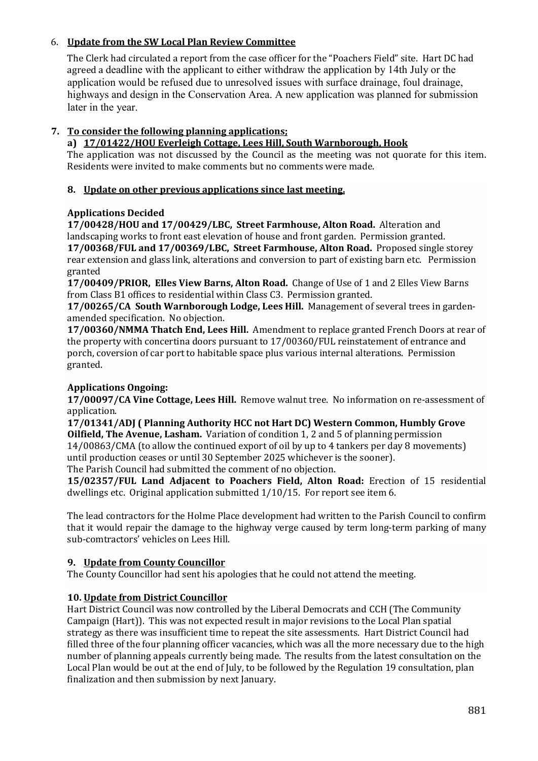6. **Update from the SW Local Plan Review Committee**

The Clerk had circulated a report from the case officer for the "Poachers Field" site. Hart DC had agreed a deadline with the applicant to either withdraw the application by 14th July or the application would be refused due to unresolved issues with surface drainage, foul drainage, highways and design in the Conservation Area. A new application was planned for submission later in the year.

**7. To consider the following planning applications;**

**a) 17/01422/HOU Everleigh Cottage, Lees Hill, South Warnborough, Hook**

The application was not discussed by the Council as the meeting was not quorate for this item. Residents were invited to make comments but no comments were made.

**8. Update on other previous applications since last meeting.**

**Applications Decided**

**17/00428/HOU and 17/00429/LBC, Street Farmhouse, Alton Road.** Alteration and landscaping works to front east elevation of house and front garden. Permission granted.

**17/00368/FUL and 17/00369/LBC, Street Farmhouse, Alton Road.** Proposed single storey rear extension and glass link, alterations and conversion to part of existing barn etc. Permission granted

**17/00409/PRIOR, Elles View Barns, Alton Road.** Change of Use of 1 and 2 Elles View Barns from Class B1 offices to residential within Class C3. Permission granted.

**17/00265/CA South Warnborough Lodge, Lees Hill.** Management of several trees in garden-amended specification. No objection.

**17/00360/NMMA Thatch End, Lees Hill.** Amendment to replace granted French Doors at rear of the property with concertina doors pursuant to 17/00360/FUL reinstatement of entrance and porch, coversion of car port to habitable space plus various internal alterations. Permission granted.

**Applications Ongoing:**

**17/00097/CA Vine Cottage, Lees Hill.** Remove walnut tree. No information on re-assessment of application.

**17/01341/ADJ ( Planning Authority HCC not Hart DC) Western Common, Humbly Grove Oilfield, The Avenue, Lasham.** Variation of condition 1, 2 and 5 of planning permission 14/00863/CMA (to allow the continued export of oil by up to 4 tankers per day 8 movements) until production ceases or until 30 September 2025 whichever is the sooner).
The Parish Council had submitted the comment of no objection.

**15/02357/FUL Land Adjacent to Poachers Field, Alton Road:** Erection of 15 residential dwellings etc. Original application submitted 1/10/15. For report see item 6.

The lead contractors for the Holme Place development had written to the Parish Council to confirm that it would repair the damage to the highway verge caused by term long-term parking of many sub-comtractors' vehicles on Lees Hill.

**9. Update from County Councillor**

The County Councillor had sent his apologies that he could not attend the meeting.

**10. Update from District Councillor**

Hart District Council was now controlled by the Liberal Democrats and CCH (The Community Campaign (Hart)). This was not expected result in major revisions to the Local Plan spatial strategy as there was insufficient time to repeat the site assessments. Hart District Council had filled three of the four planning officer vacancies, which was all the more necessary due to the high number of planning appeals currently being made. The results from the latest consultation on the Local Plan would be out at the end of July, to be followed by the Regulation 19 consultation, plan finalization and then submission by next January.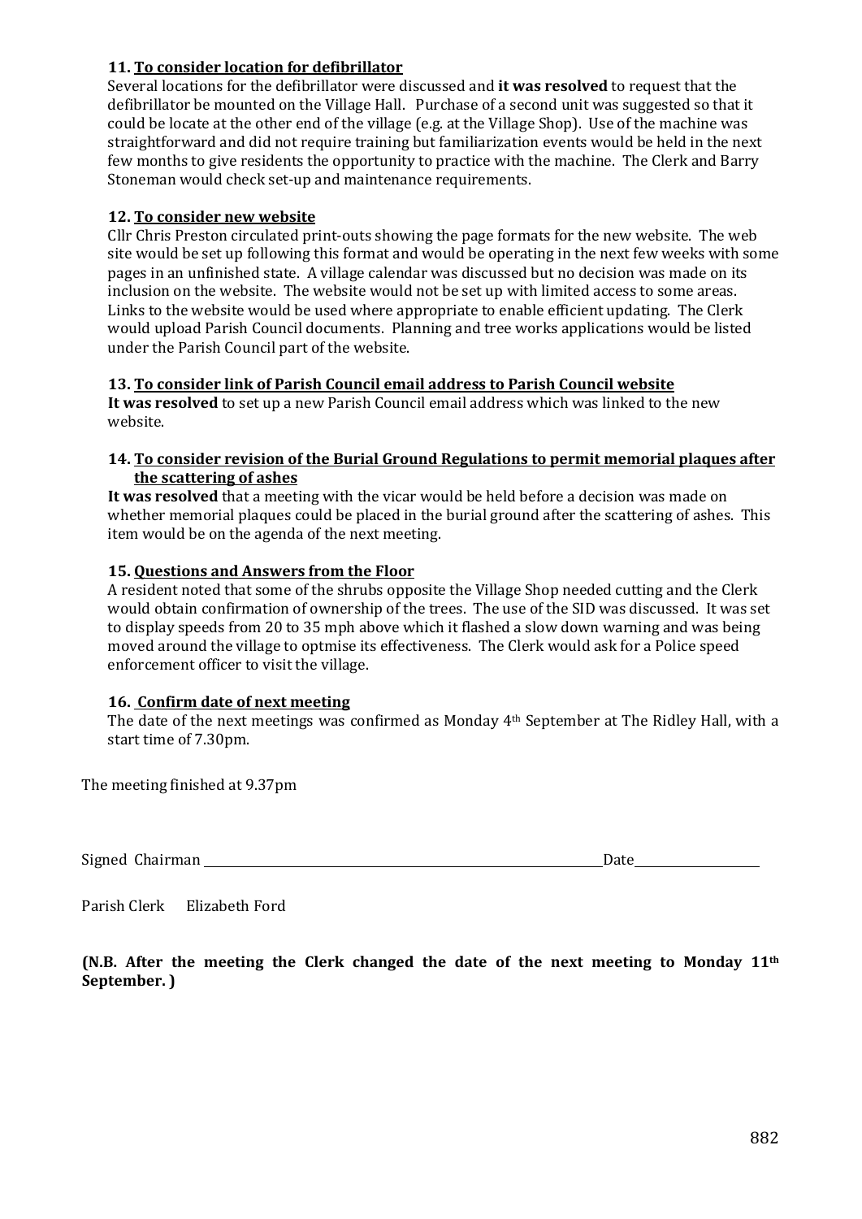**11. To consider location for defibrillator**

Several locations for the defibrillator were discussed and **it was resolved** to request that the defibrillator be mounted on the Village Hall. Purchase of a second unit was suggested so that it could be locate at the other end of the village (e.g. at the Village Shop). Use of the machine was straightforward and did not require training but familiarization events would be held in the next few months to give residents the opportunity to practice with the machine. The Clerk and Barry Stoneman would check set-up and maintenance requirements.

**12. To consider new website**

Cllr Chris Preston circulated print-outs showing the page formats for the new website. The web site would be set up following this format and would be operating in the next few weeks with some pages in an unfinished state. A village calendar was discussed but no decision was made on its inclusion on the website. The website would not be set up with limited access to some areas. Links to the website would be used where appropriate to enable efficient updating. The Clerk would upload Parish Council documents. Planning and tree works applications would be listed under the Parish Council part of the website.

**13. To consider link of Parish Council email address to Parish Council website**

**It was resolved** to set up a new Parish Council email address which was linked to the new website.

**14. To consider revision of the Burial Ground Regulations to permit memorial plaques after the scattering of ashes**

**It was resolved** that a meeting with the vicar would be held before a decision was made on whether memorial plaques could be placed in the burial ground after the scattering of ashes. This item would be on the agenda of the next meeting.

**15. Questions and Answers from the Floor**

A resident noted that some of the shrubs opposite the Village Shop needed cutting and the Clerk would obtain confirmation of ownership of the trees. The use of the SID was discussed. It was set to display speeds from 20 to 35 mph above which it flashed a slow down warning and was being moved around the village to optmise its effectiveness. The Clerk would ask for a Police speed enforcement officer to visit the village.

**16. Confirm date of next meeting**

The date of the next meetings was confirmed as Monday 4th September at The Ridley Hall, with a start time of 7.30pm.

The meeting finished at 9.37pm

Signed Chairman ______________________________ Date ______________

Parish Clerk Elizabeth Ford

**(N.B. After the meeting the Clerk changed the date of the next meeting to Monday 11th September. )**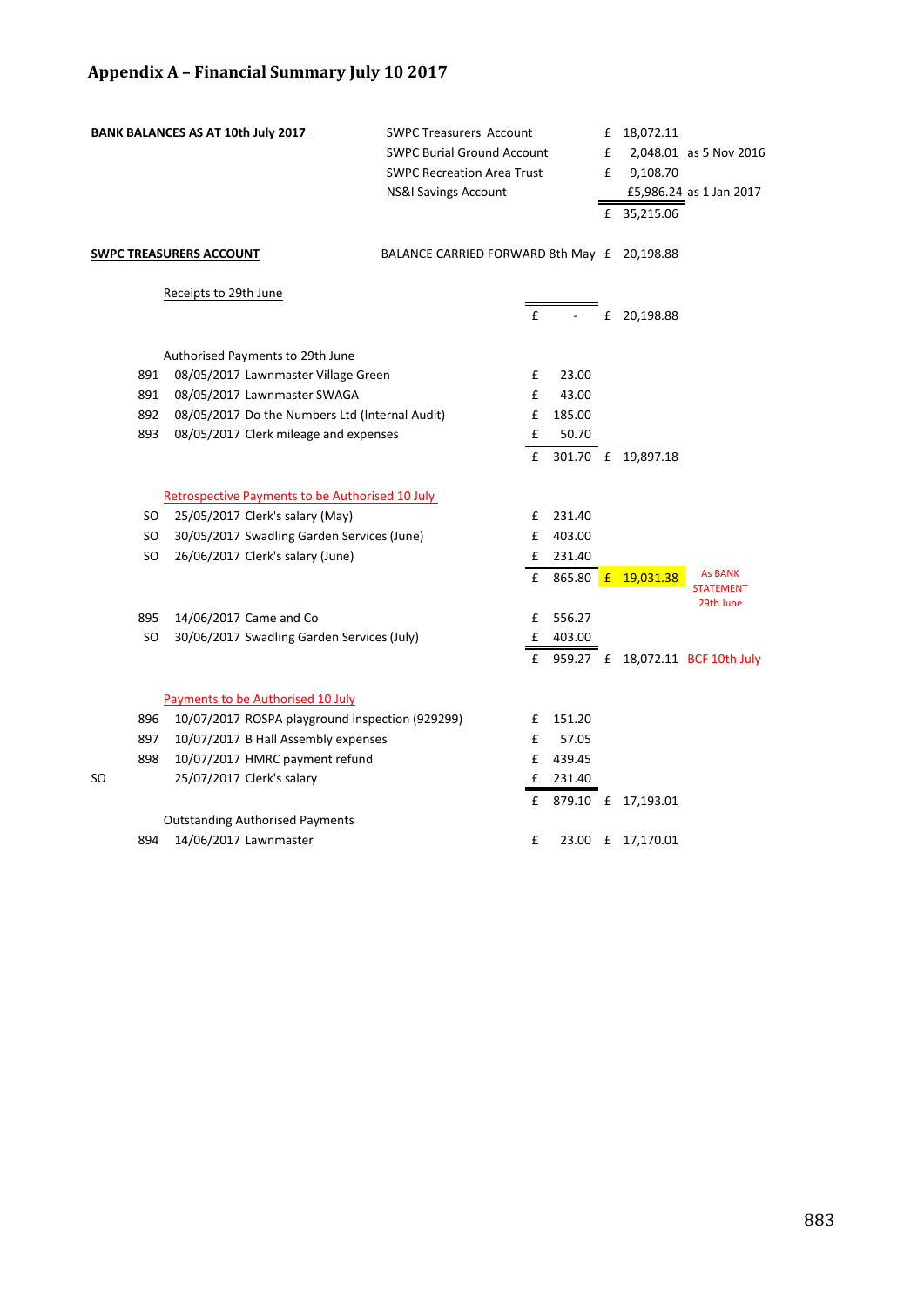## Appendix A – Financial Summary July 10 2017

| | | |
|---|---|---|
| **BANK BALANCES AS AT 10th July 2017** | SWPC Treasurers Account | £ 18,072.11 |
| | SWPC Burial Ground Account | £ 2,048.01 as 5 Nov 2016 |
| | SWPC Recreation Area Trust | £ 9,108.70 |
| | NS&I Savings Account | £5,986.24 as 1 Jan 2017 |
| | | £ 35,215.06 |

| | | | | | |
|---|---|---|---|---|---|
| **SWPC TREASURERS ACCOUNT** | | BALANCE CARRIED FORWARD 8th May | | £ 20,198.88 | |
| | Receipts to 29th June | | | | |
| | | | £ - | £ 20,198.88 | |
| | Authorised Payments to 29th June | | | | |
| 891 | 08/05/2017 | Lawnmaster Village Green | £ 23.00 | | |
| 891 | 08/05/2017 | Lawnmaster SWAGA | £ 43.00 | | |
| 892 | 08/05/2017 | Do the Numbers Ltd (Internal Audit) | £ 185.00 | | |
| 893 | 08/05/2017 | Clerk mileage and expenses | £ 50.70 | | |
| | | | £ 301.70 | £ 19,897.18 | |
| | Retrospective Payments to be Authorised 10 July | | | | |
| SO | 25/05/2017 | Clerk's salary (May) | £ 231.40 | | |
| SO | 30/05/2017 | Swadling Garden Services (June) | £ 403.00 | | |
| SO | 26/06/2017 | Clerk's salary (June) | £ 231.40 | | |
| | | | £ 865.80 | £ 19,031.38 | As BANK STATEMENT 29th June |
| 895 | 14/06/2017 | Came and Co | £ 556.27 | | |
| SO | 30/06/2017 | Swadling Garden Services (July) | £ 403.00 | | |
| | | | £ 959.27 | £ 18,072.11 | BCF 10th July |
| | Payments to be Authorised 10 July | | | | |
| 896 | 10/07/2017 | ROSPA playground inspection (929299) | £ 151.20 | | |
| 897 | 10/07/2017 | B Hall Assembly expenses | £ 57.05 | | |
| 898 | 10/07/2017 | HMRC payment refund | £ 439.45 | | |
| SO | 25/07/2017 | Clerk's salary | £ 231.40 | | |
| | | | £ 879.10 | £ 17,193.01 | |
| | Outstanding Authorised Payments | | | | |
| 894 | 14/06/2017 | Lawnmaster | £ 23.00 | £ 17,170.01 | |